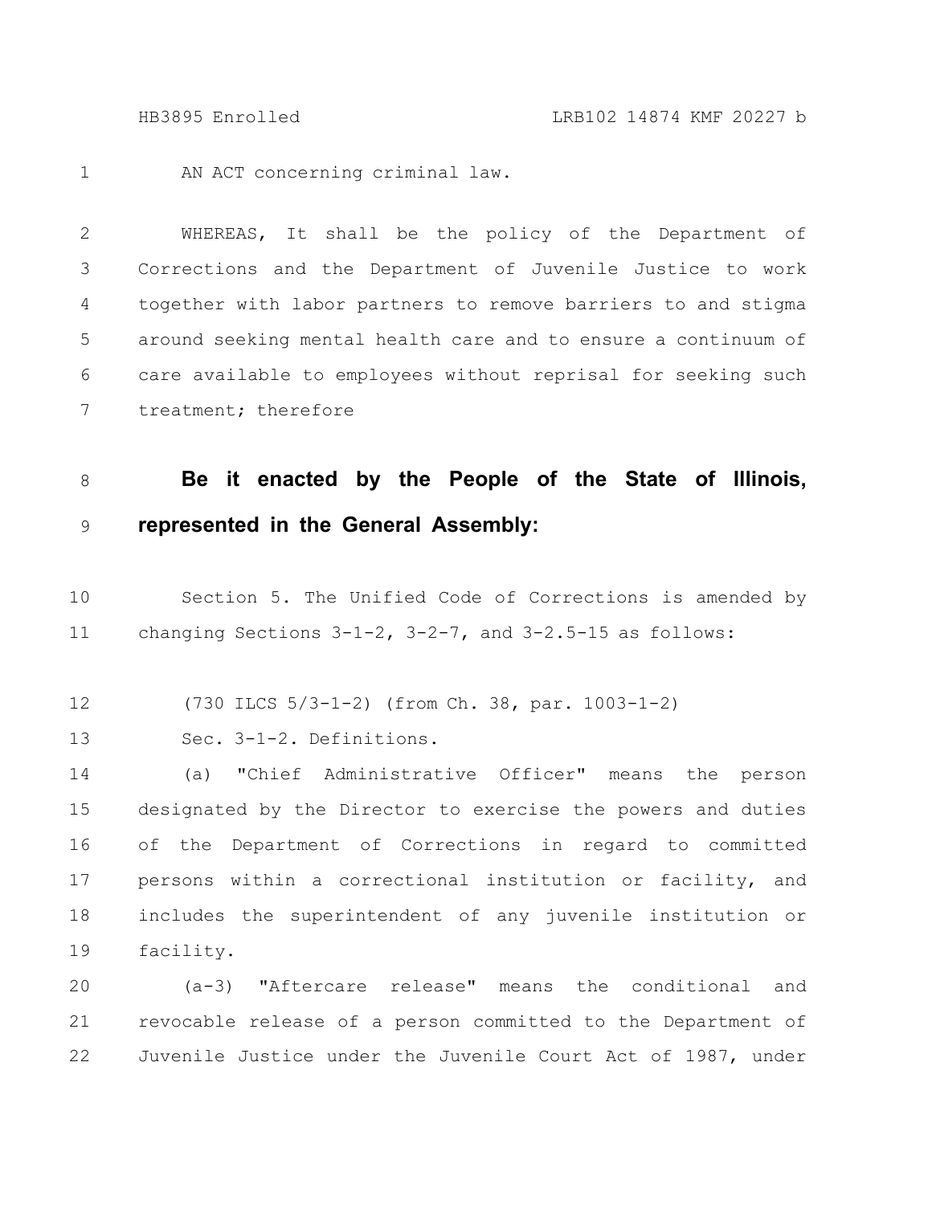AN ACT concerning criminal law.

WHEREAS, It shall be the policy of the Department of Corrections and the Department of Juvenile Justice to work together with labor partners to remove barriers to and stigma around seeking mental health care and to ensure a continuum of care available to employees without reprisal for seeking such treatment; therefore

**Be it enacted by the People of the State of Illinois, represented in the General Assembly:**

Section 5. The Unified Code of Corrections is amended by changing Sections 3-1-2, 3-2-7, and 3-2.5-15 as follows:

(730 ILCS 5/3-1-2) (from Ch. 38, par. 1003-1-2)

Sec. 3-1-2. Definitions.

(a) "Chief Administrative Officer" means the person designated by the Director to exercise the powers and duties of the Department of Corrections in regard to committed persons within a correctional institution or facility, and includes the superintendent of any juvenile institution or facility.

(a-3) "Aftercare release" means the conditional and revocable release of a person committed to the Department of Juvenile Justice under the Juvenile Court Act of 1987, under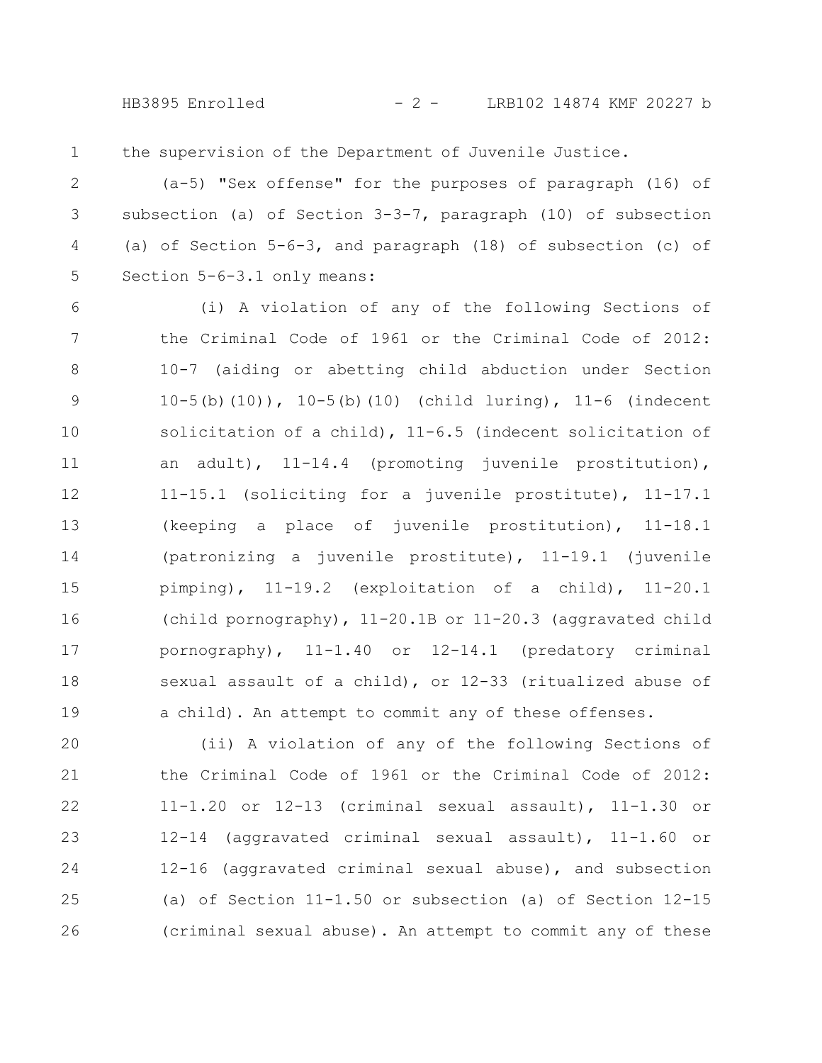the supervision of the Department of Juvenile Justice.

(a-5) "Sex offense" for the purposes of paragraph (16) of subsection (a) of Section 3-3-7, paragraph (10) of subsection (a) of Section 5-6-3, and paragraph (18) of subsection (c) of Section 5-6-3.1 only means:

(i) A violation of any of the following Sections of the Criminal Code of 1961 or the Criminal Code of 2012: 10-7 (aiding or abetting child abduction under Section 10-5(b)(10)), 10-5(b)(10) (child luring), 11-6 (indecent solicitation of a child), 11-6.5 (indecent solicitation of an adult), 11-14.4 (promoting juvenile prostitution), 11-15.1 (soliciting for a juvenile prostitute), 11-17.1 (keeping a place of juvenile prostitution), 11-18.1 (patronizing a juvenile prostitute), 11-19.1 (juvenile pimping), 11-19.2 (exploitation of a child), 11-20.1 (child pornography), 11-20.1B or 11-20.3 (aggravated child pornography), 11-1.40 or 12-14.1 (predatory criminal sexual assault of a child), or 12-33 (ritualized abuse of a child). An attempt to commit any of these offenses.

(ii) A violation of any of the following Sections of the Criminal Code of 1961 or the Criminal Code of 2012: 11-1.20 or 12-13 (criminal sexual assault), 11-1.30 or 12-14 (aggravated criminal sexual assault), 11-1.60 or 12-16 (aggravated criminal sexual abuse), and subsection (a) of Section 11-1.50 or subsection (a) of Section 12-15 (criminal sexual abuse). An attempt to commit any of these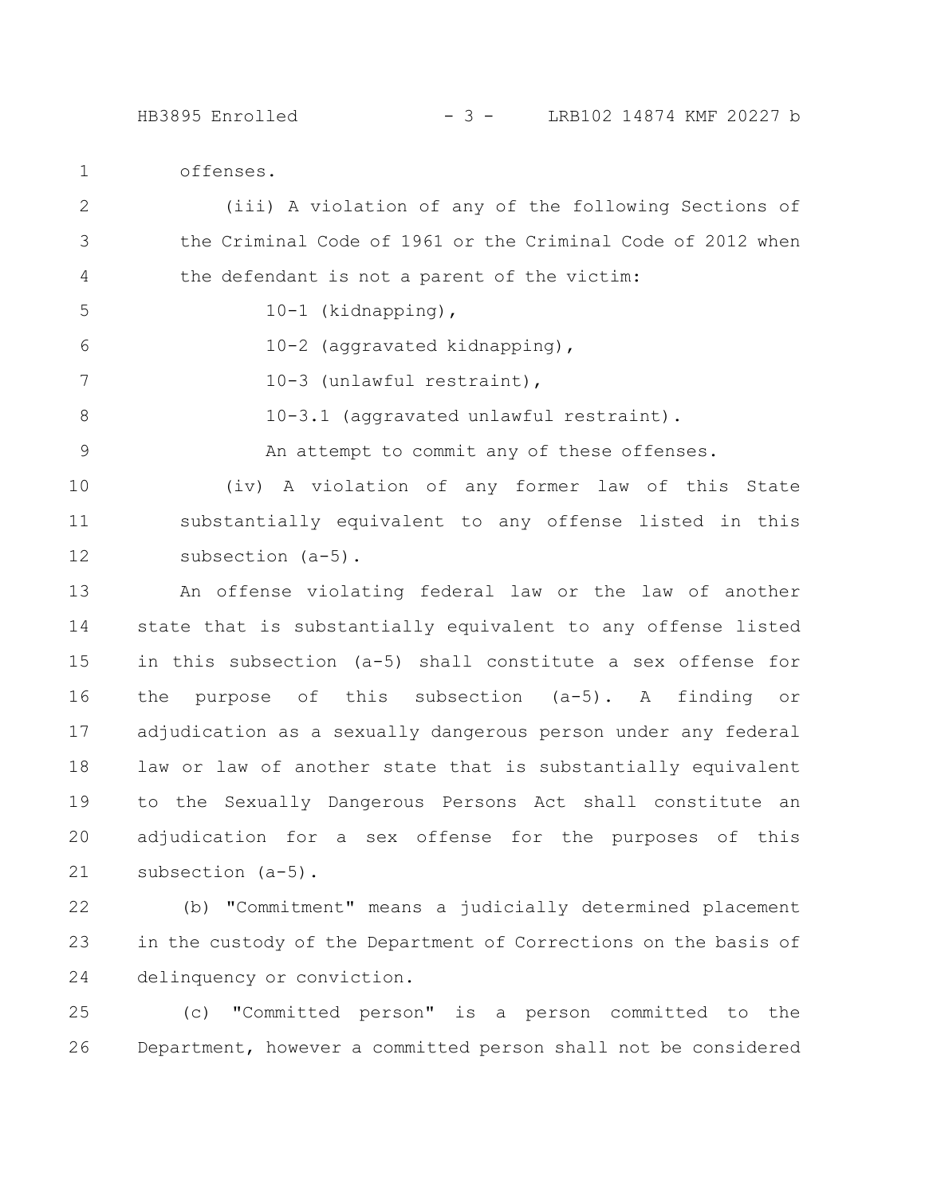offenses.

(iii) A violation of any of the following Sections of the Criminal Code of 1961 or the Criminal Code of 2012 when the defendant is not a parent of the victim:

10-1 (kidnapping),

10-2 (aggravated kidnapping),

10-3 (unlawful restraint),

10-3.1 (aggravated unlawful restraint).

An attempt to commit any of these offenses.

(iv) A violation of any former law of this State substantially equivalent to any offense listed in this subsection (a-5).

An offense violating federal law or the law of another state that is substantially equivalent to any offense listed in this subsection (a-5) shall constitute a sex offense for the purpose of this subsection (a-5). A finding or adjudication as a sexually dangerous person under any federal law or law of another state that is substantially equivalent to the Sexually Dangerous Persons Act shall constitute an adjudication for a sex offense for the purposes of this subsection (a-5).

(b) "Commitment" means a judicially determined placement in the custody of the Department of Corrections on the basis of delinquency or conviction.

(c) "Committed person" is a person committed to the Department, however a committed person shall not be considered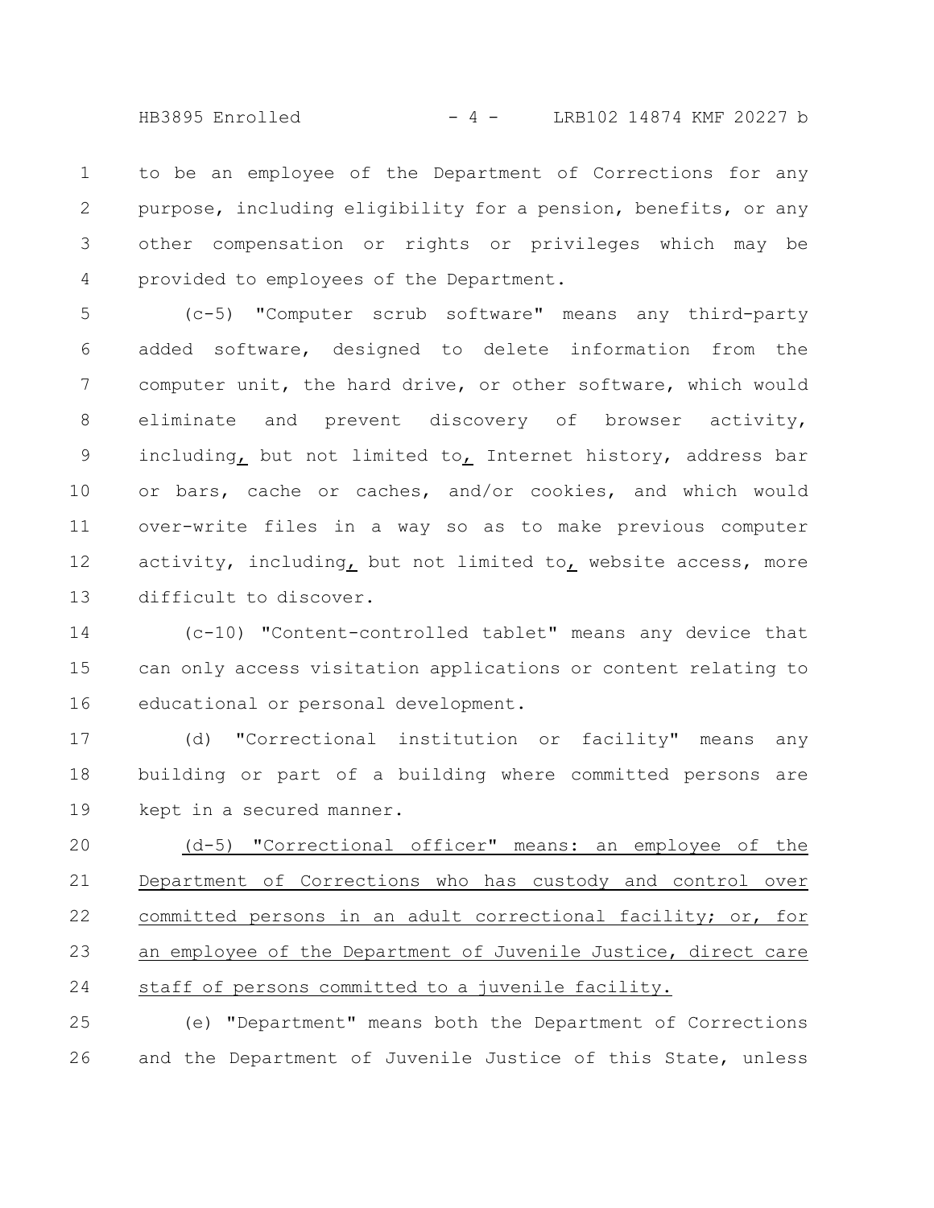to be an employee of the Department of Corrections for any purpose, including eligibility for a pension, benefits, or any other compensation or rights or privileges which may be provided to employees of the Department.

(c-5) "Computer scrub software" means any third-party added software, designed to delete information from the computer unit, the hard drive, or other software, which would eliminate and prevent discovery of browser activity, including, but not limited to, Internet history, address bar or bars, cache or caches, and/or cookies, and which would over-write files in a way so as to make previous computer activity, including, but not limited to, website access, more difficult to discover.

(c-10) "Content-controlled tablet" means any device that can only access visitation applications or content relating to educational or personal development.

(d) "Correctional institution or facility" means any building or part of a building where committed persons are kept in a secured manner.

(d-5) "Correctional officer" means: an employee of the Department of Corrections who has custody and control over committed persons in an adult correctional facility; or, for an employee of the Department of Juvenile Justice, direct care staff of persons committed to a juvenile facility.

(e) "Department" means both the Department of Corrections and the Department of Juvenile Justice of this State, unless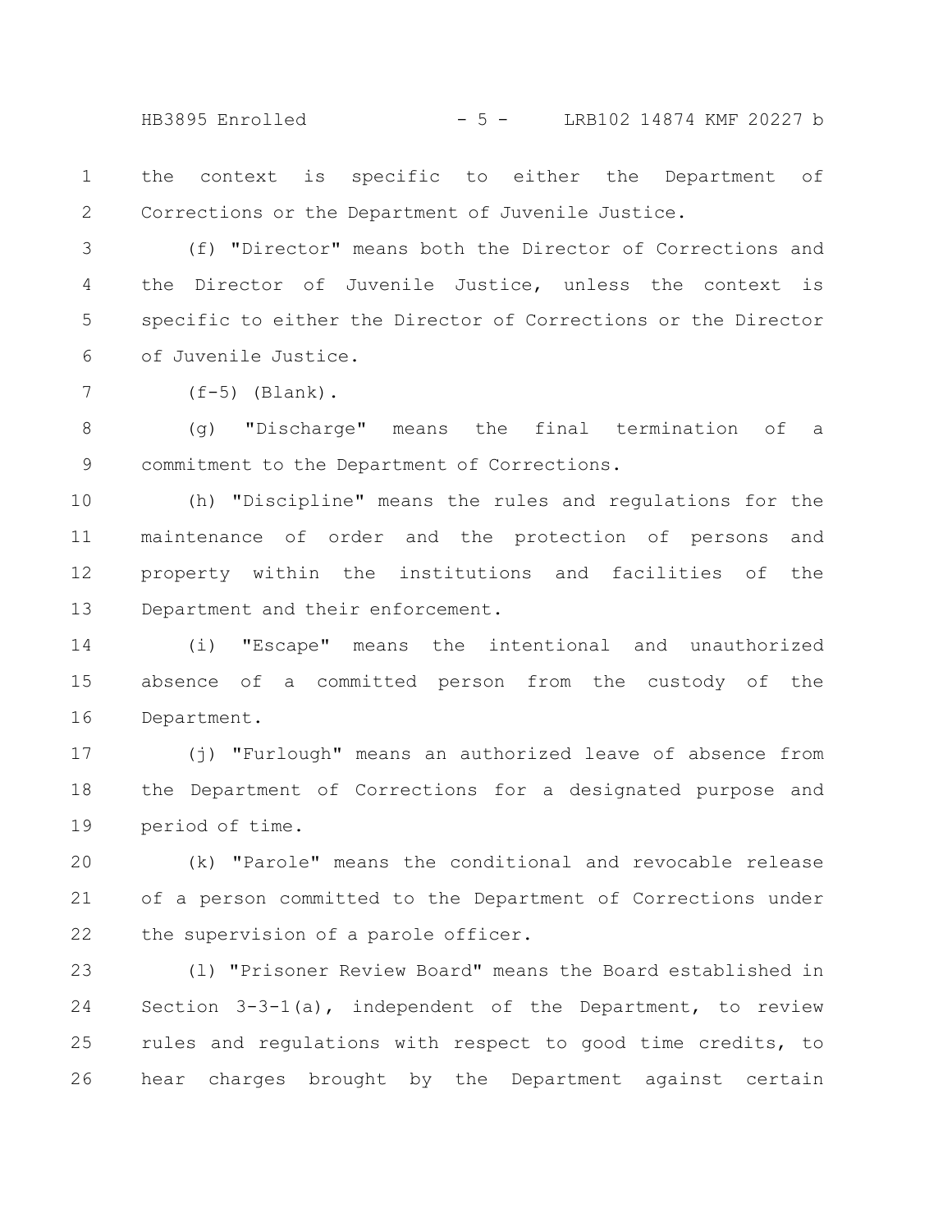the context is specific to either the Department of Corrections or the Department of Juvenile Justice.

(f) "Director" means both the Director of Corrections and the Director of Juvenile Justice, unless the context is specific to either the Director of Corrections or the Director of Juvenile Justice.

(f-5) (Blank).

(g) "Discharge" means the final termination of a commitment to the Department of Corrections.

(h) "Discipline" means the rules and regulations for the maintenance of order and the protection of persons and property within the institutions and facilities of the Department and their enforcement.

(i) "Escape" means the intentional and unauthorized absence of a committed person from the custody of the Department.

(j) "Furlough" means an authorized leave of absence from the Department of Corrections for a designated purpose and period of time.

(k) "Parole" means the conditional and revocable release of a person committed to the Department of Corrections under the supervision of a parole officer.

(l) "Prisoner Review Board" means the Board established in Section 3-3-1(a), independent of the Department, to review rules and regulations with respect to good time credits, to hear charges brought by the Department against certain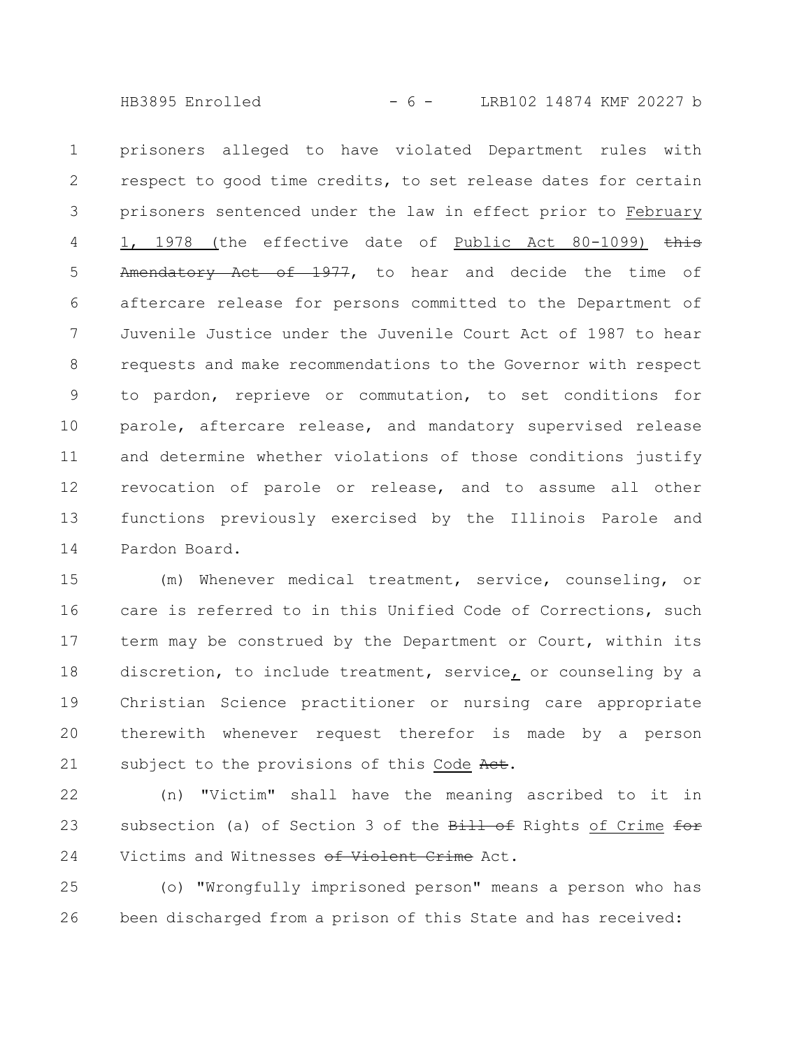prisoners alleged to have violated Department rules with respect to good time credits, to set release dates for certain prisoners sentenced under the law in effect prior to <u>February 1, 1978 (</u>the effective date of <u>Public Act 80-1099)</u> ~~this Amendatory Act of 1977~~, to hear and decide the time of aftercare release for persons committed to the Department of Juvenile Justice under the Juvenile Court Act of 1987 to hear requests and make recommendations to the Governor with respect to pardon, reprieve or commutation, to set conditions for parole, aftercare release, and mandatory supervised release and determine whether violations of those conditions justify revocation of parole or release, and to assume all other functions previously exercised by the Illinois Parole and Pardon Board.

(m) Whenever medical treatment, service, counseling, or care is referred to in this Unified Code of Corrections, such term may be construed by the Department or Court, within its discretion, to include treatment, service<u>,</u> or counseling by a Christian Science practitioner or nursing care appropriate therewith whenever request therefor is made by a person subject to the provisions of this <u>Code</u> ~~Act~~.

(n) "Victim" shall have the meaning ascribed to it in subsection (a) of Section 3 of the ~~Bill of~~ Rights <u>of Crime</u> ~~for~~ Victims and Witnesses ~~of Violent Crime~~ Act.

(o) "Wrongfully imprisoned person" means a person who has been discharged from a prison of this State and has received: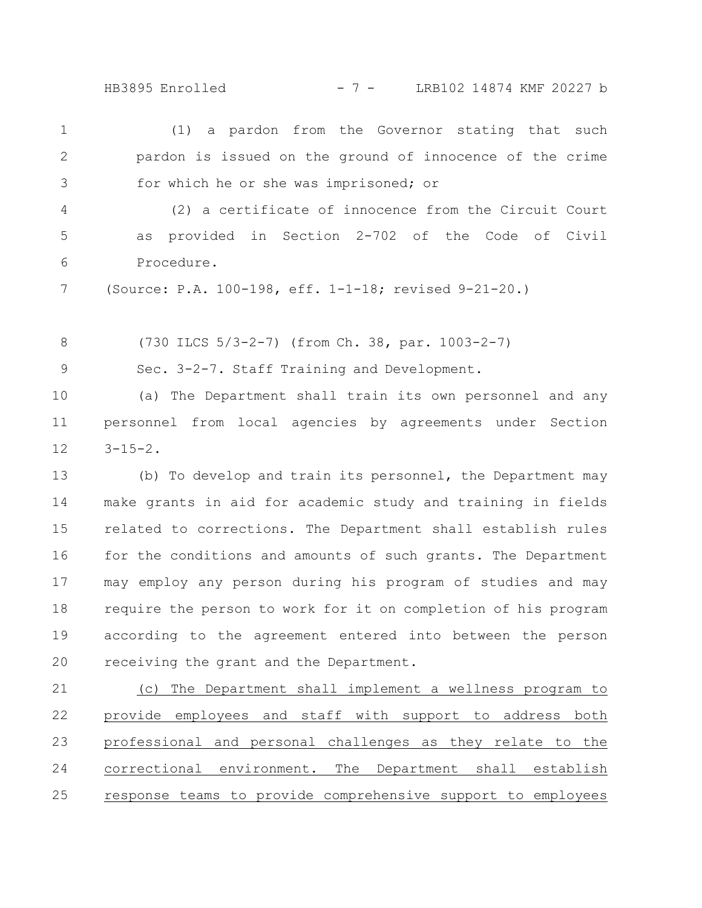(1) a pardon from the Governor stating that such pardon is issued on the ground of innocence of the crime for which he or she was imprisoned; or

(2) a certificate of innocence from the Circuit Court as provided in Section 2-702 of the Code of Civil Procedure.

(Source: P.A. 100-198, eff. 1-1-18; revised 9-21-20.)

(730 ILCS 5/3-2-7) (from Ch. 38, par. 1003-2-7)

Sec. 3-2-7. Staff Training and Development.

(a) The Department shall train its own personnel and any personnel from local agencies by agreements under Section 3-15-2.

(b) To develop and train its personnel, the Department may make grants in aid for academic study and training in fields related to corrections. The Department shall establish rules for the conditions and amounts of such grants. The Department may employ any person during his program of studies and may require the person to work for it on completion of his program according to the agreement entered into between the person receiving the grant and the Department.

<u>(c) The Department shall implement a wellness program to provide employees and staff with support to address both professional and personal challenges as they relate to the correctional environment. The Department shall establish response teams to provide comprehensive support to employees</u>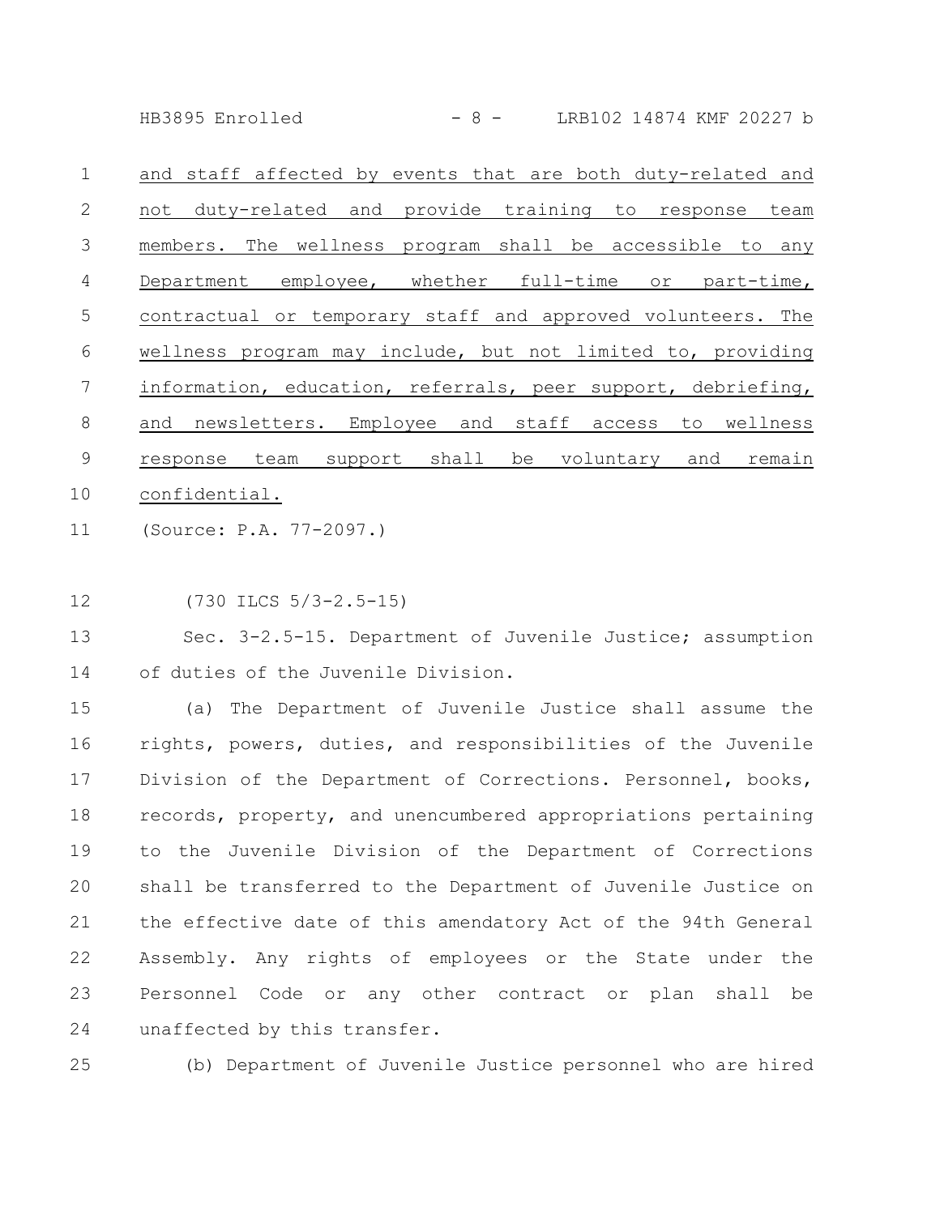and staff affected by events that are both duty-related and not duty-related and provide training to response team members. The wellness program shall be accessible to any Department employee, whether full-time or part-time, contractual or temporary staff and approved volunteers. The wellness program may include, but not limited to, providing information, education, referrals, peer support, debriefing, and newsletters. Employee and staff access to wellness response team support shall be voluntary and remain confidential.

(Source: P.A. 77-2097.)

(730 ILCS 5/3-2.5-15)

Sec. 3-2.5-15. Department of Juvenile Justice; assumption of duties of the Juvenile Division.

(a) The Department of Juvenile Justice shall assume the rights, powers, duties, and responsibilities of the Juvenile Division of the Department of Corrections. Personnel, books, records, property, and unencumbered appropriations pertaining to the Juvenile Division of the Department of Corrections shall be transferred to the Department of Juvenile Justice on the effective date of this amendatory Act of the 94th General Assembly. Any rights of employees or the State under the Personnel Code or any other contract or plan shall be unaffected by this transfer.

(b) Department of Juvenile Justice personnel who are hired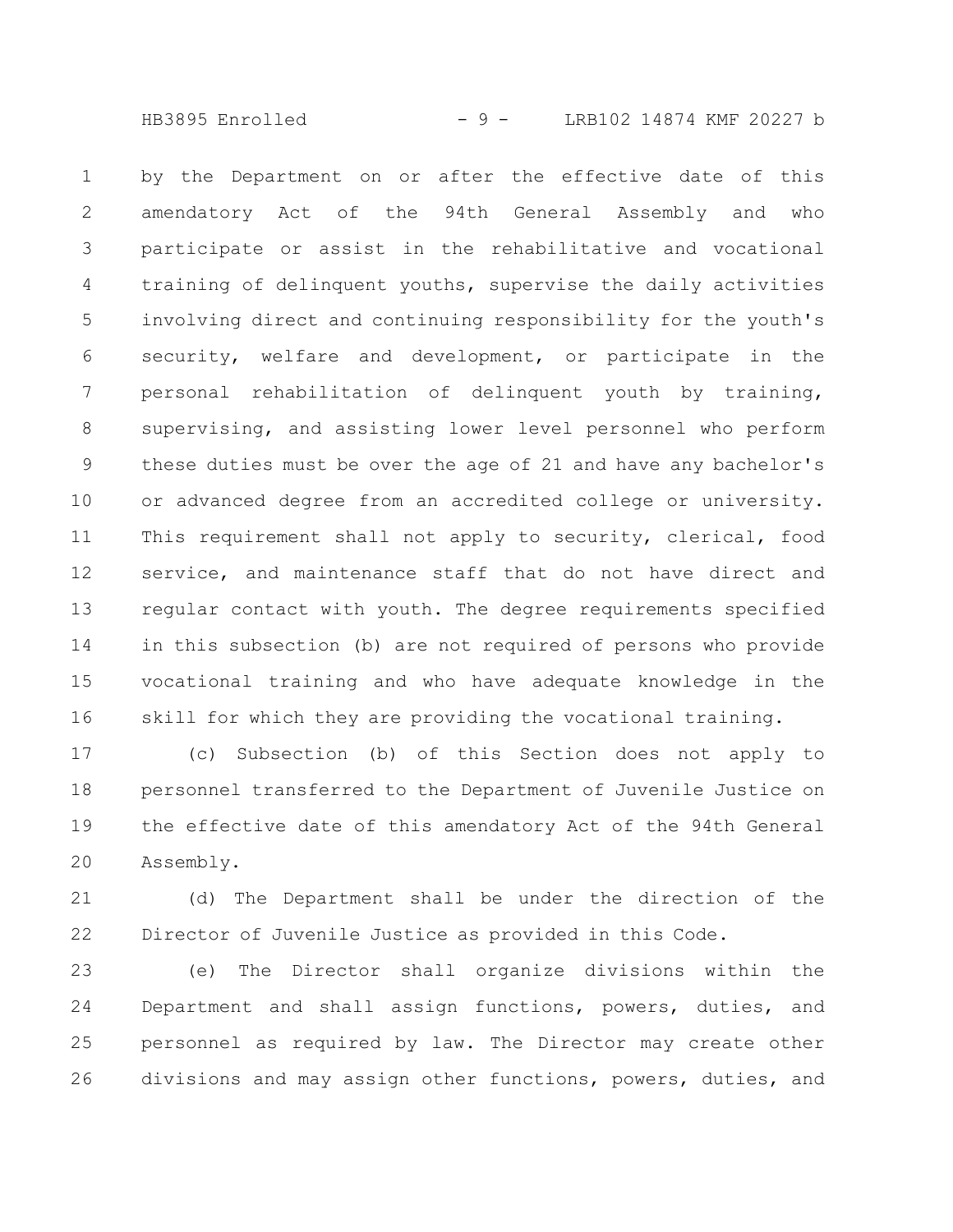by the Department on or after the effective date of this amendatory Act of the 94th General Assembly and who participate or assist in the rehabilitative and vocational training of delinquent youths, supervise the daily activities involving direct and continuing responsibility for the youth's security, welfare and development, or participate in the personal rehabilitation of delinquent youth by training, supervising, and assisting lower level personnel who perform these duties must be over the age of 21 and have any bachelor's or advanced degree from an accredited college or university. This requirement shall not apply to security, clerical, food service, and maintenance staff that do not have direct and regular contact with youth. The degree requirements specified in this subsection (b) are not required of persons who provide vocational training and who have adequate knowledge in the skill for which they are providing the vocational training.

(c) Subsection (b) of this Section does not apply to personnel transferred to the Department of Juvenile Justice on the effective date of this amendatory Act of the 94th General Assembly.

(d) The Department shall be under the direction of the Director of Juvenile Justice as provided in this Code.

(e) The Director shall organize divisions within the Department and shall assign functions, powers, duties, and personnel as required by law. The Director may create other divisions and may assign other functions, powers, duties, and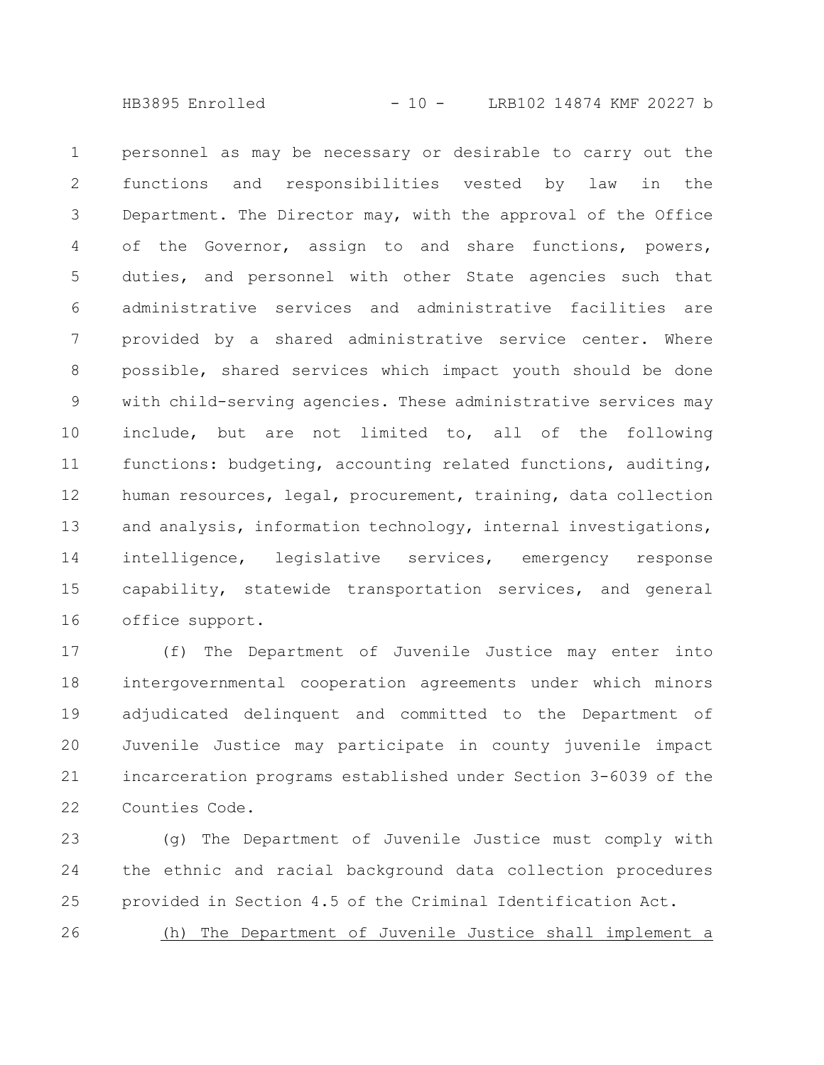personnel as may be necessary or desirable to carry out the functions and responsibilities vested by law in the Department. The Director may, with the approval of the Office of the Governor, assign to and share functions, powers, duties, and personnel with other State agencies such that administrative services and administrative facilities are provided by a shared administrative service center. Where possible, shared services which impact youth should be done with child-serving agencies. These administrative services may include, but are not limited to, all of the following functions: budgeting, accounting related functions, auditing, human resources, legal, procurement, training, data collection and analysis, information technology, internal investigations, intelligence, legislative services, emergency response capability, statewide transportation services, and general office support.

(f) The Department of Juvenile Justice may enter into intergovernmental cooperation agreements under which minors adjudicated delinquent and committed to the Department of Juvenile Justice may participate in county juvenile impact incarceration programs established under Section 3-6039 of the Counties Code.

(g) The Department of Juvenile Justice must comply with the ethnic and racial background data collection procedures provided in Section 4.5 of the Criminal Identification Act.

(h) The Department of Juvenile Justice shall implement a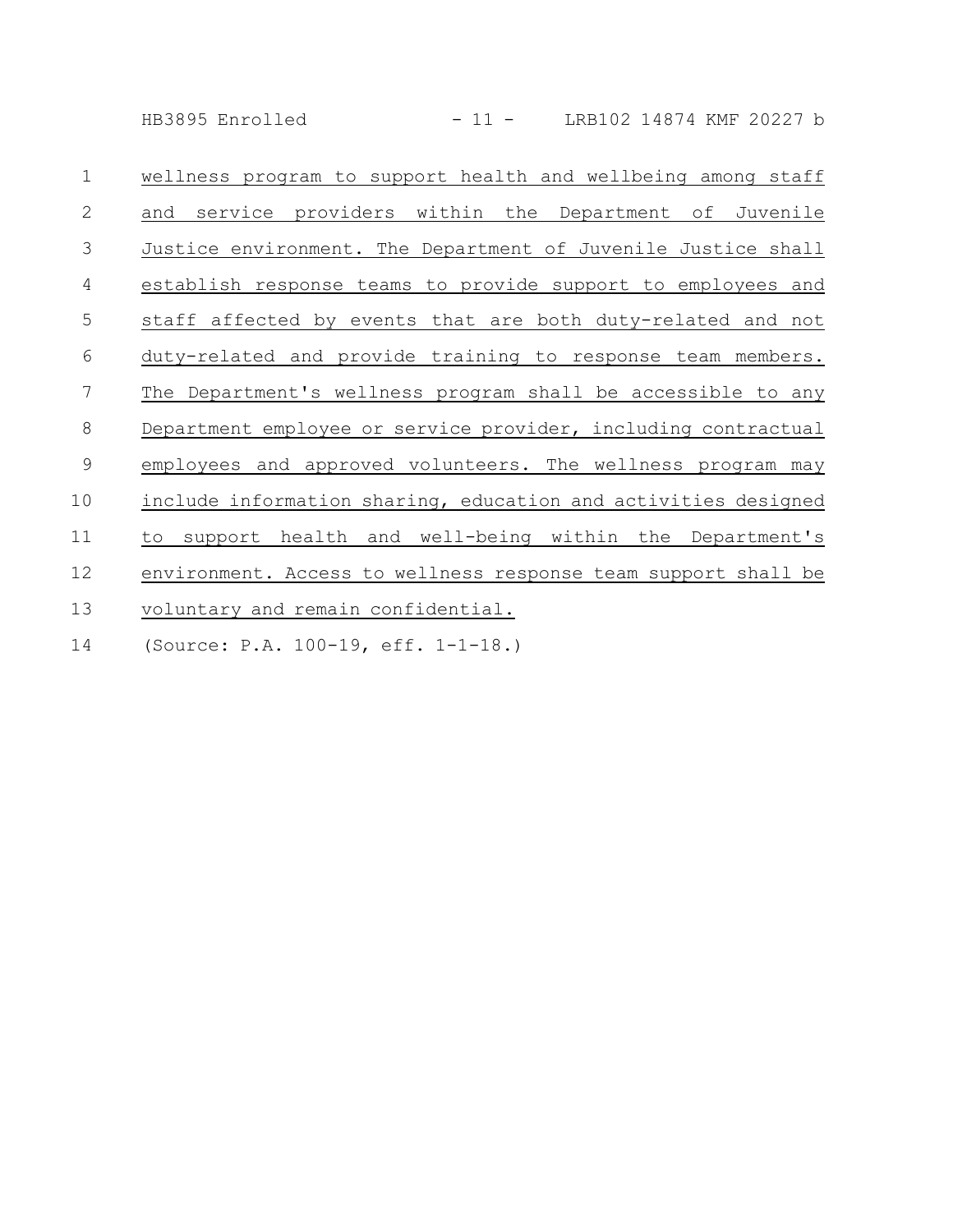wellness program to support health and wellbeing among staff and service providers within the Department of Juvenile Justice environment. The Department of Juvenile Justice shall establish response teams to provide support to employees and staff affected by events that are both duty-related and not duty-related and provide training to response team members. The Department's wellness program shall be accessible to any Department employee or service provider, including contractual employees and approved volunteers. The wellness program may include information sharing, education and activities designed to support health and well-being within the Department's environment. Access to wellness response team support shall be voluntary and remain confidential.

(Source: P.A. 100-19, eff. 1-1-18.)